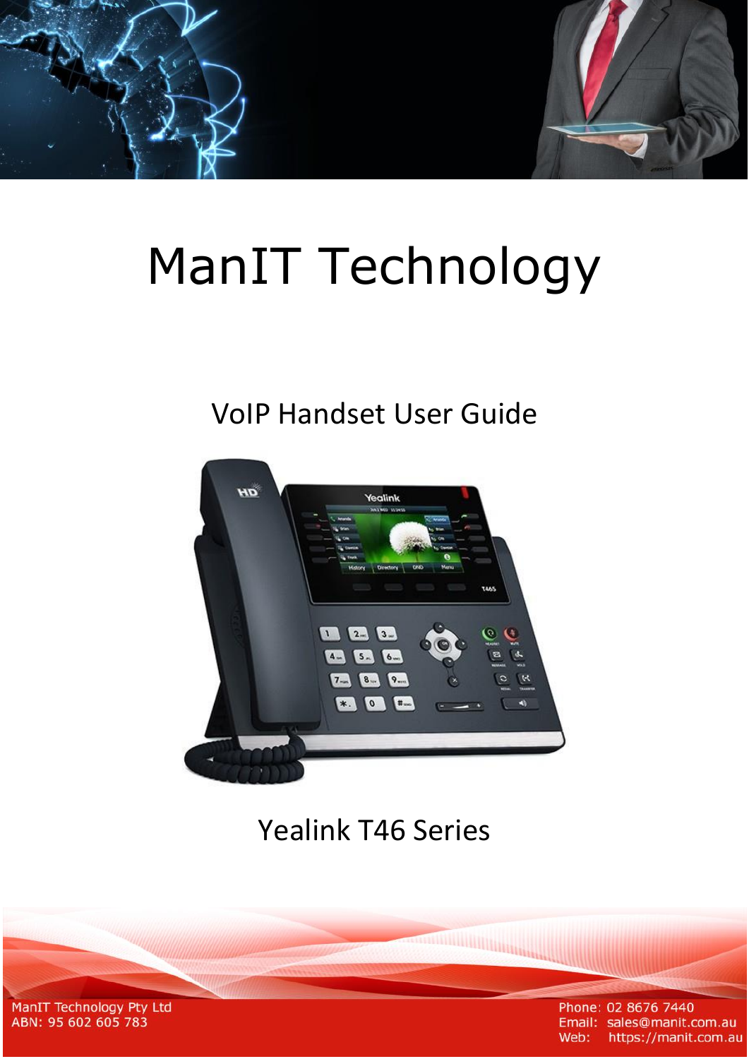# ManIT Technology

## VoIP Handset User Guide

## Yealink T46 Series

ManIT Technology Pty Ltd
ABN: 95 602 605 783

Phone: 02 8676 7440
Email: sales@manit.com.au
Web: https://manit.com.au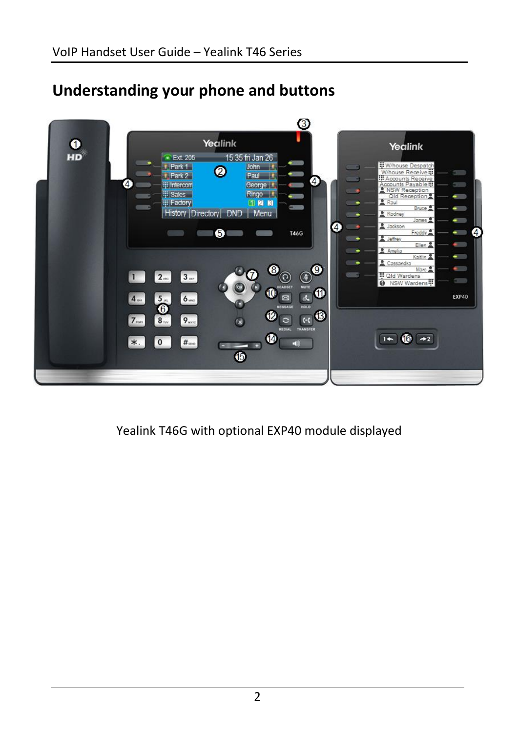## Understanding your phone and buttons

Yealink T46G with optional EXP40 module displayed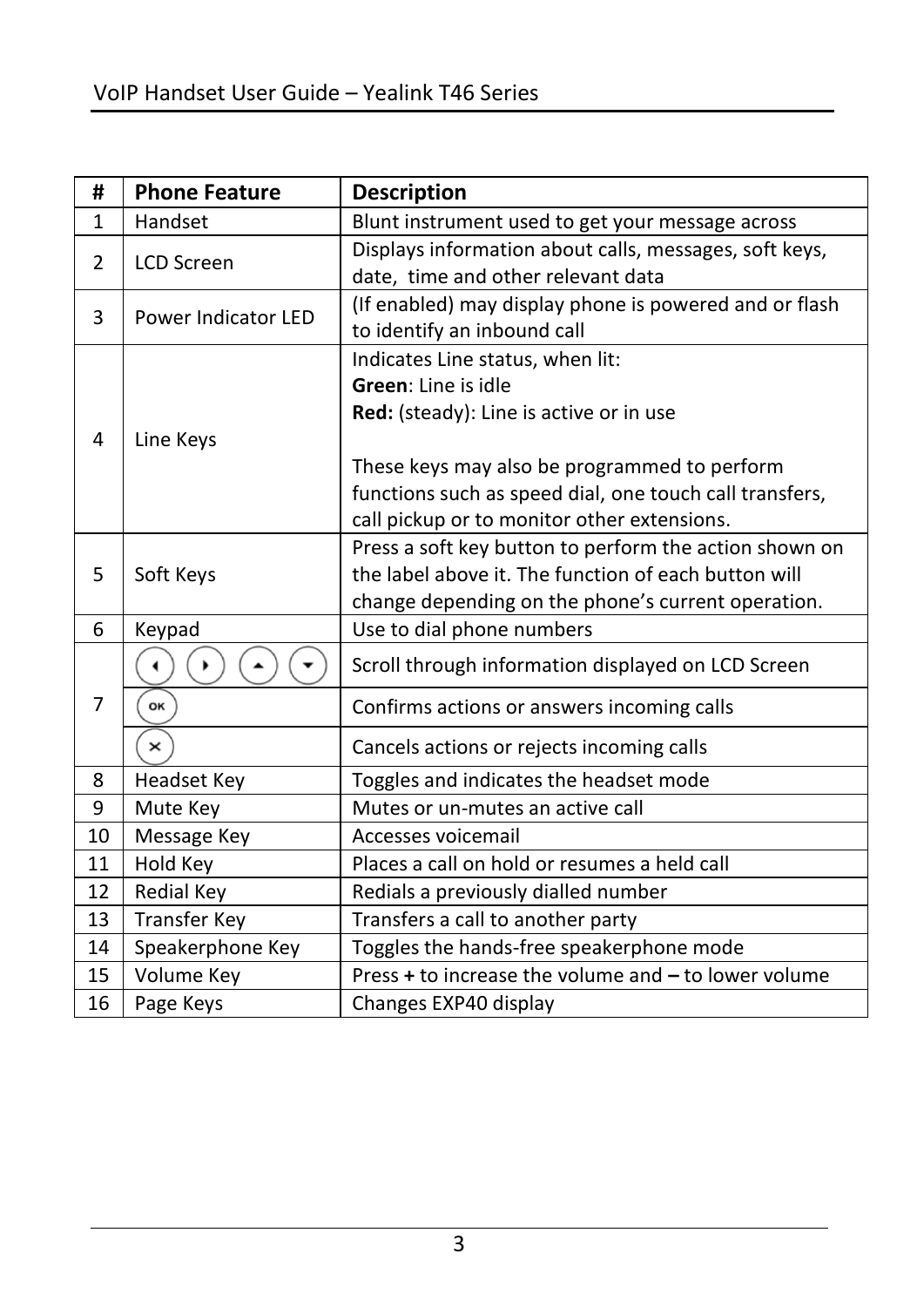| # | Phone Feature | Description |
|---|---|---|
| 1 | Handset | Blunt instrument used to get your message across |
| 2 | LCD Screen | Displays information about calls, messages, soft keys, date, time and other relevant data |
| 3 | Power Indicator LED | (If enabled) may display phone is powered and or flash to identify an inbound call |
| 4 | Line Keys | Indicates Line status, when lit:<br>**Green**: Line is idle<br>**Red:** (steady): Line is active or in use<br><br>These keys may also be programmed to perform functions such as speed dial, one touch call transfers, call pickup or to monitor other extensions. |
| 5 | Soft Keys | Press a soft key button to perform the action shown on the label above it. The function of each button will change depending on the phone's current operation. |
| 6 | Keypad | Use to dial phone numbers |
| 7 | ◄ ► ▲ ▼ | Scroll through information displayed on LCD Screen |
| | OK | Confirms actions or answers incoming calls |
| | × | Cancels actions or rejects incoming calls |
| 8 | Headset Key | Toggles and indicates the headset mode |
| 9 | Mute Key | Mutes or un-mutes an active call |
| 10 | Message Key | Accesses voicemail |
| 11 | Hold Key | Places a call on hold or resumes a held call |
| 12 | Redial Key | Redials a previously dialled number |
| 13 | Transfer Key | Transfers a call to another party |
| 14 | Speakerphone Key | Toggles the hands-free speakerphone mode |
| 15 | Volume Key | Press **+** to increase the volume and **–** to lower volume |
| 16 | Page Keys | Changes EXP40 display |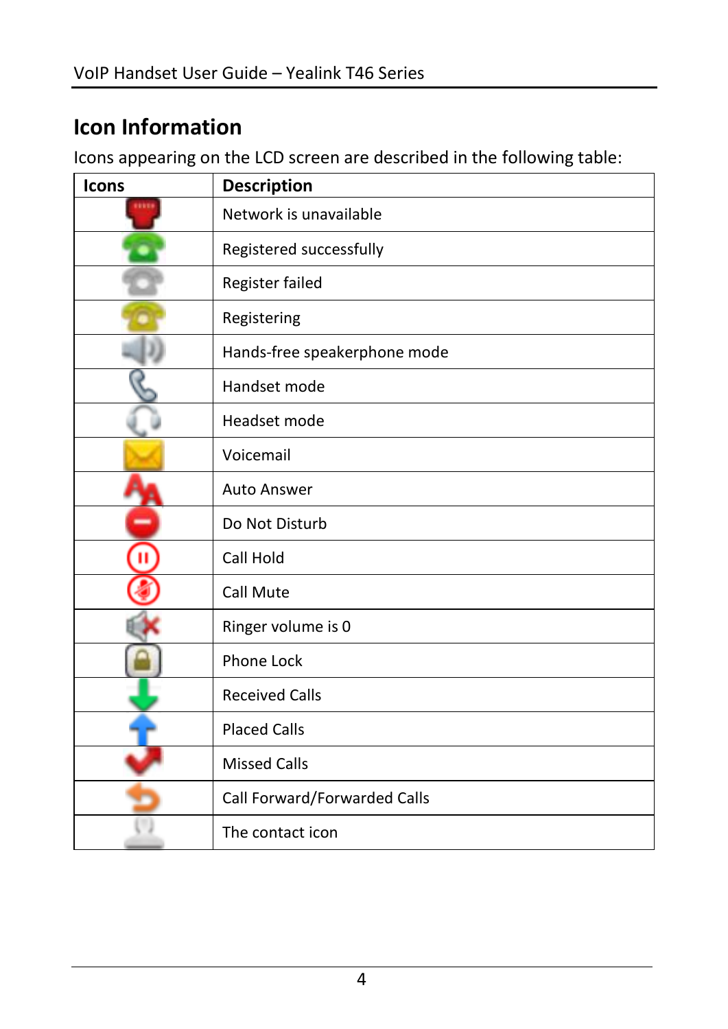# Icon Information

Icons appearing on the LCD screen are described in the following table:

| Icons | Description |
| --- | --- |
| | Network is unavailable |
| | Registered successfully |
| | Register failed |
| | Registering |
| | Hands-free speakerphone mode |
| | Handset mode |
| | Headset mode |
| | Voicemail |
| | Auto Answer |
| | Do Not Disturb |
| | Call Hold |
| | Call Mute |
| | Ringer volume is 0 |
| | Phone Lock |
| | Received Calls |
| | Placed Calls |
| | Missed Calls |
| | Call Forward/Forwarded Calls |
| | The contact icon |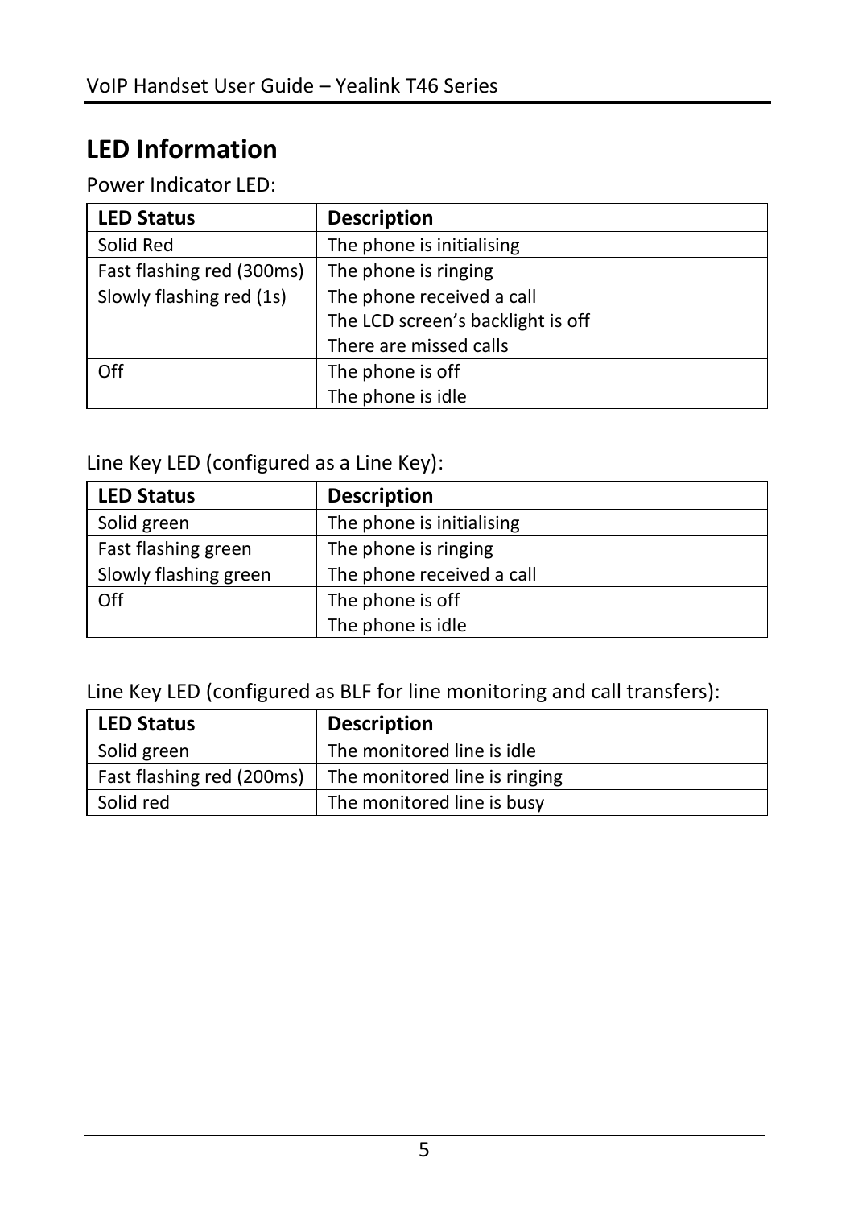## LED Information

Power Indicator LED:

| LED Status | Description |
|---|---|
| Solid Red | The phone is initialising |
| Fast flashing red (300ms) | The phone is ringing |
| Slowly flashing red (1s) | The phone received a call<br>The LCD screen's backlight is off<br>There are missed calls |
| Off | The phone is off<br>The phone is idle |

Line Key LED (configured as a Line Key):

| LED Status | Description |
|---|---|
| Solid green | The phone is initialising |
| Fast flashing green | The phone is ringing |
| Slowly flashing green | The phone received a call |
| Off | The phone is off<br>The phone is idle |

Line Key LED (configured as BLF for line monitoring and call transfers):

| LED Status | Description |
|---|---|
| Solid green | The monitored line is idle |
| Fast flashing red (200ms) | The monitored line is ringing |
| Solid red | The monitored line is busy |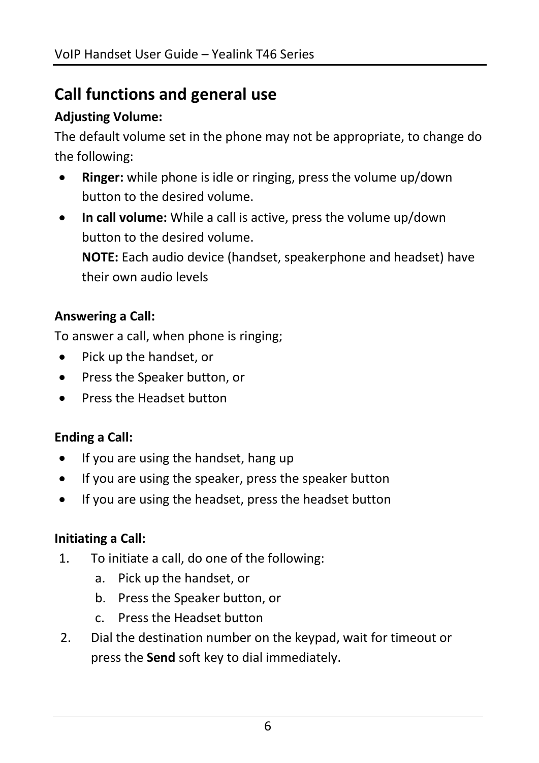## Call functions and general use

**Adjusting Volume:**

The default volume set in the phone may not be appropriate, to change do the following:

- **Ringer:** while phone is idle or ringing, press the volume up/down button to the desired volume.
- **In call volume:** While a call is active, press the volume up/down button to the desired volume.
  **NOTE:** Each audio device (handset, speakerphone and headset) have their own audio levels

**Answering a Call:**

To answer a call, when phone is ringing;

- Pick up the handset, or
- Press the Speaker button, or
- Press the Headset button

**Ending a Call:**

- If you are using the handset, hang up
- If you are using the speaker, press the speaker button
- If you are using the headset, press the headset button

**Initiating a Call:**

1. To initiate a call, do one of the following:
   a. Pick up the handset, or
   b. Press the Speaker button, or
   c. Press the Headset button
2. Dial the destination number on the keypad, wait for timeout or press the **Send** soft key to dial immediately.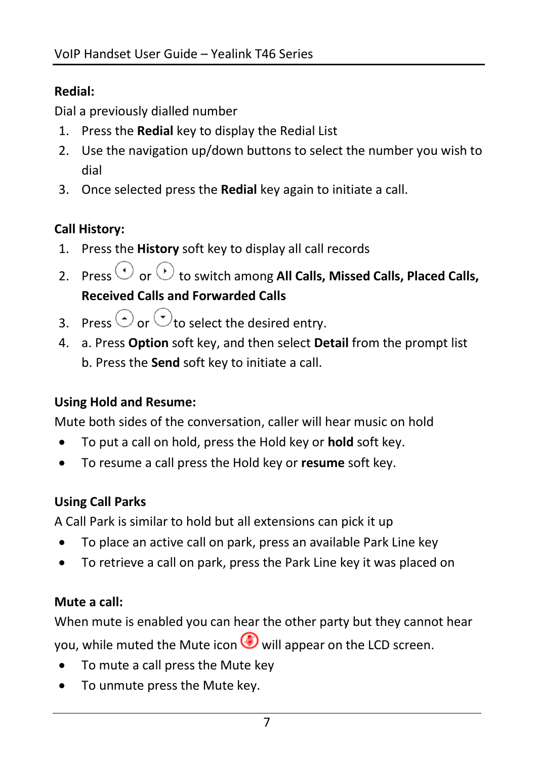**Redial:**

Dial a previously dialled number

1. Press the **Redial** key to display the Redial List
2. Use the navigation up/down buttons to select the number you wish to dial
3. Once selected press the **Redial** key again to initiate a call.

**Call History:**

1. Press the **History** soft key to display all call records
2. Press or to switch among **All Calls, Missed Calls, Placed Calls, Received Calls and Forwarded Calls**
3. Press or to select the desired entry.
4. a. Press **Option** soft key, and then select **Detail** from the prompt list
   b. Press the **Send** soft key to initiate a call.

**Using Hold and Resume:**

Mute both sides of the conversation, caller will hear music on hold

- To put a call on hold, press the Hold key or **hold** soft key.
- To resume a call press the Hold key or **resume** soft key.

**Using Call Parks**

A Call Park is similar to hold but all extensions can pick it up

- To place an active call on park, press an available Park Line key
- To retrieve a call on park, press the Park Line key it was placed on

**Mute a call:**

When mute is enabled you can hear the other party but they cannot hear you, while muted the Mute icon will appear on the LCD screen.

- To mute a call press the Mute key
- To unmute press the Mute key.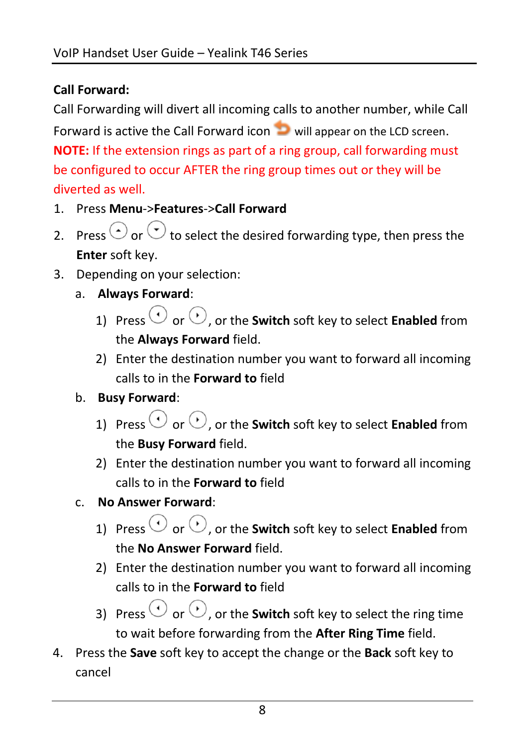**Call Forward:**

Call Forwarding will divert all incoming calls to another number, while Call Forward is active the Call Forward icon will appear on the LCD screen.

**NOTE:** If the extension rings as part of a ring group, call forwarding must be configured to occur AFTER the ring group times out or they will be diverted as well.

1. Press **Menu**->**Features**->**Call Forward**
2. Press or to select the desired forwarding type, then press the **Enter** soft key.
3. Depending on your selection:
   a. **Always Forward**:
      1) Press or , or the **Switch** soft key to select **Enabled** from the **Always Forward** field.
      2) Enter the destination number you want to forward all incoming calls to in the **Forward to** field
   b. **Busy Forward**:
      1) Press or , or the **Switch** soft key to select **Enabled** from the **Busy Forward** field.
      2) Enter the destination number you want to forward all incoming calls to in the **Forward to** field
   c. **No Answer Forward**:
      1) Press or , or the **Switch** soft key to select **Enabled** from the **No Answer Forward** field.
      2) Enter the destination number you want to forward all incoming calls to in the **Forward to** field
      3) Press or , or the **Switch** soft key to select the ring time to wait before forwarding from the **After Ring Time** field.
4. Press the **Save** soft key to accept the change or the **Back** soft key to cancel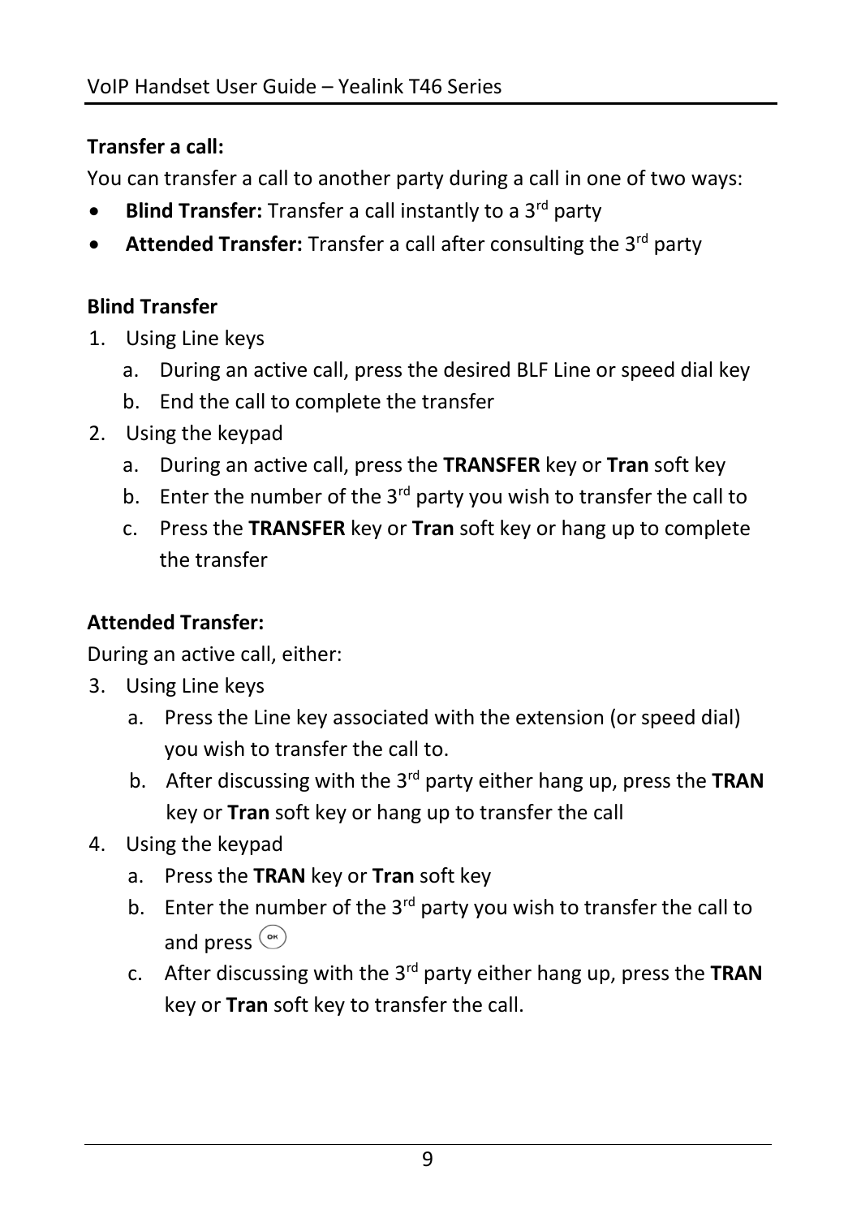**Transfer a call:**

You can transfer a call to another party during a call in one of two ways:

- **Blind Transfer:** Transfer a call instantly to a 3rd party
- **Attended Transfer:** Transfer a call after consulting the 3rd party

**Blind Transfer**

1. Using Line keys
   a. During an active call, press the desired BLF Line or speed dial key
   b. End the call to complete the transfer
2. Using the keypad
   a. During an active call, press the **TRANSFER** key or **Tran** soft key
   b. Enter the number of the 3rd party you wish to transfer the call to
   c. Press the **TRANSFER** key or **Tran** soft key or hang up to complete the transfer

**Attended Transfer:**

During an active call, either:

3. Using Line keys
   a. Press the Line key associated with the extension (or speed dial) you wish to transfer the call to.
   b. After discussing with the 3rd party either hang up, press the **TRAN** key or **Tran** soft key or hang up to transfer the call
4. Using the keypad
   a. Press the **TRAN** key or **Tran** soft key
   b. Enter the number of the 3rd party you wish to transfer the call to and press (OK)
   c. After discussing with the 3rd party either hang up, press the **TRAN** key or **Tran** soft key to transfer the call.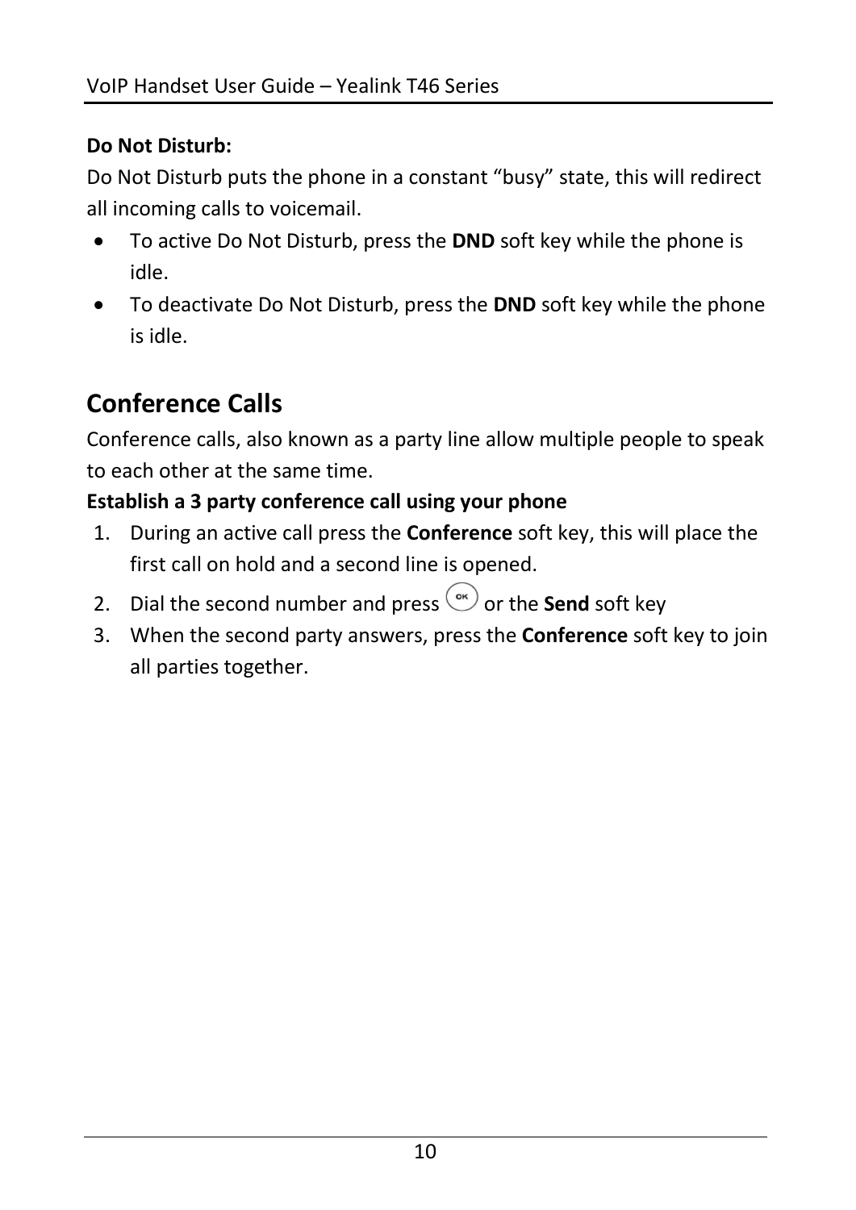**Do Not Disturb:**

Do Not Disturb puts the phone in a constant “busy” state, this will redirect all incoming calls to voicemail.

- To active Do Not Disturb, press the **DND** soft key while the phone is idle.
- To deactivate Do Not Disturb, press the **DND** soft key while the phone is idle.

## Conference Calls

Conference calls, also known as a party line allow multiple people to speak to each other at the same time.

**Establish a 3 party conference call using your phone**

1. During an active call press the **Conference** soft key, this will place the first call on hold and a second line is opened.
2. Dial the second number and press (OK) or the **Send** soft key
3. When the second party answers, press the **Conference** soft key to join all parties together.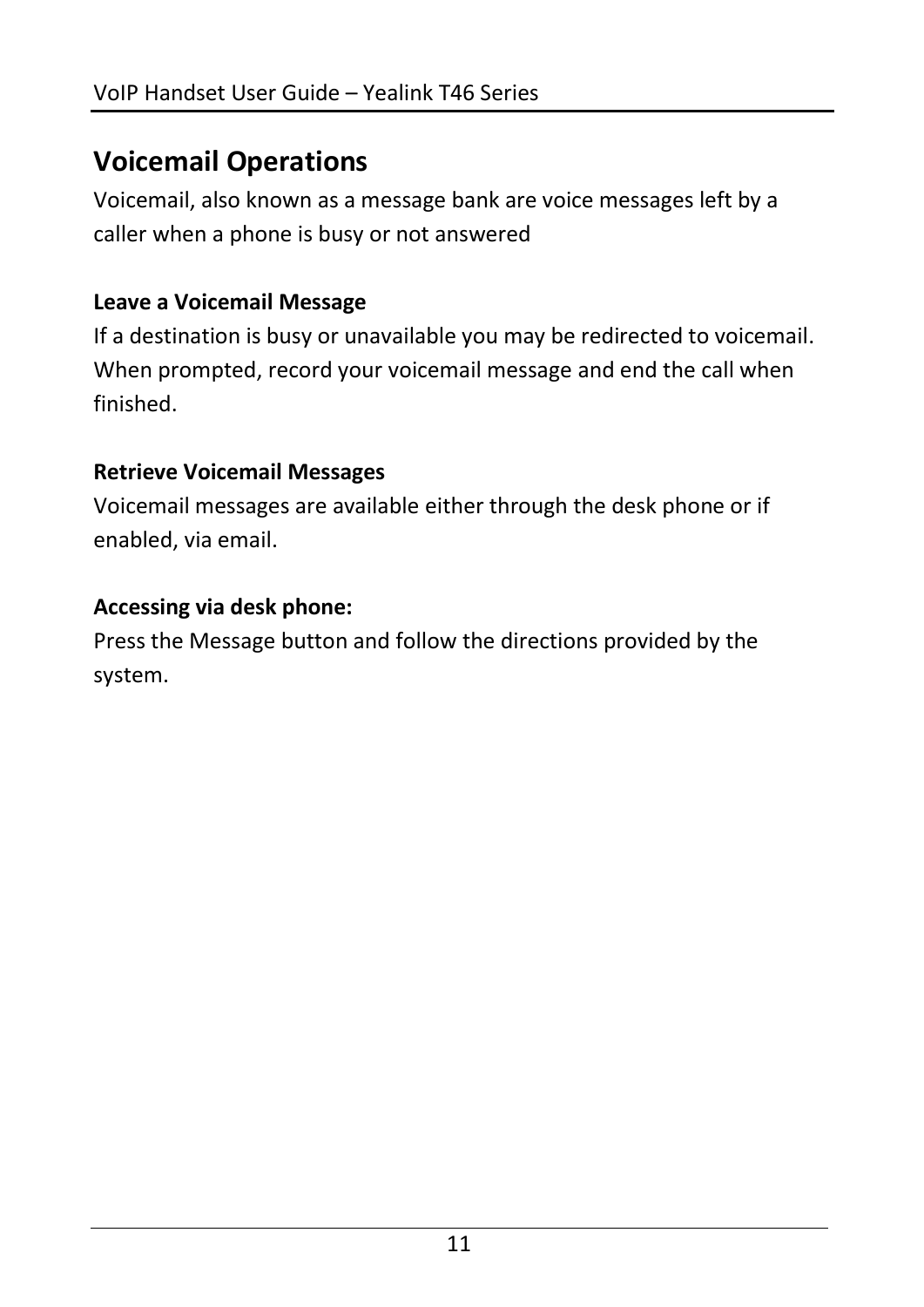## Voicemail Operations

Voicemail, also known as a message bank are voice messages left by a caller when a phone is busy or not answered

### Leave a Voicemail Message

If a destination is busy or unavailable you may be redirected to voicemail. When prompted, record your voicemail message and end the call when finished.

### Retrieve Voicemail Messages

Voicemail messages are available either through the desk phone or if enabled, via email.

#### Accessing via desk phone:

Press the Message button and follow the directions provided by the system.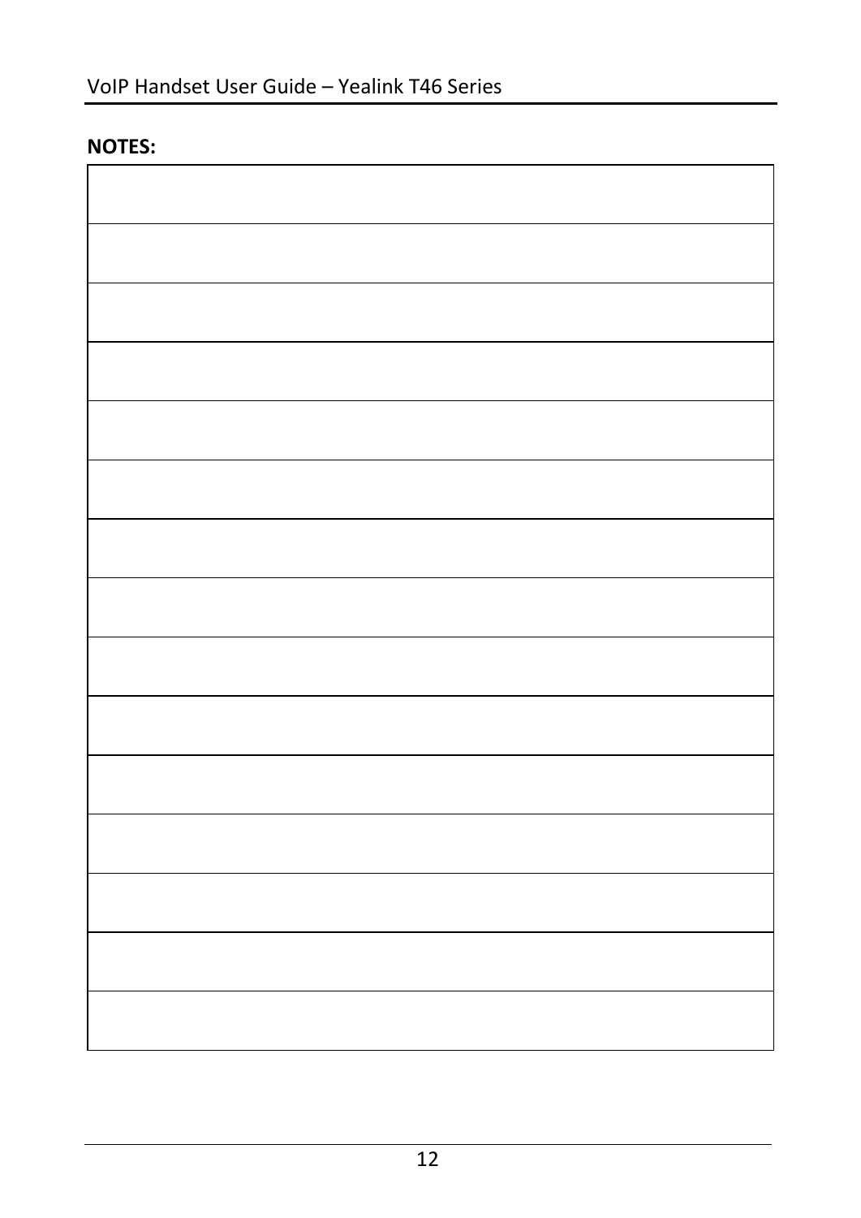**NOTES:**

| |
|---|
| |
| |
| |
| |
| |
| |
| |
| |
| |
| |
| |
| |
| |
| |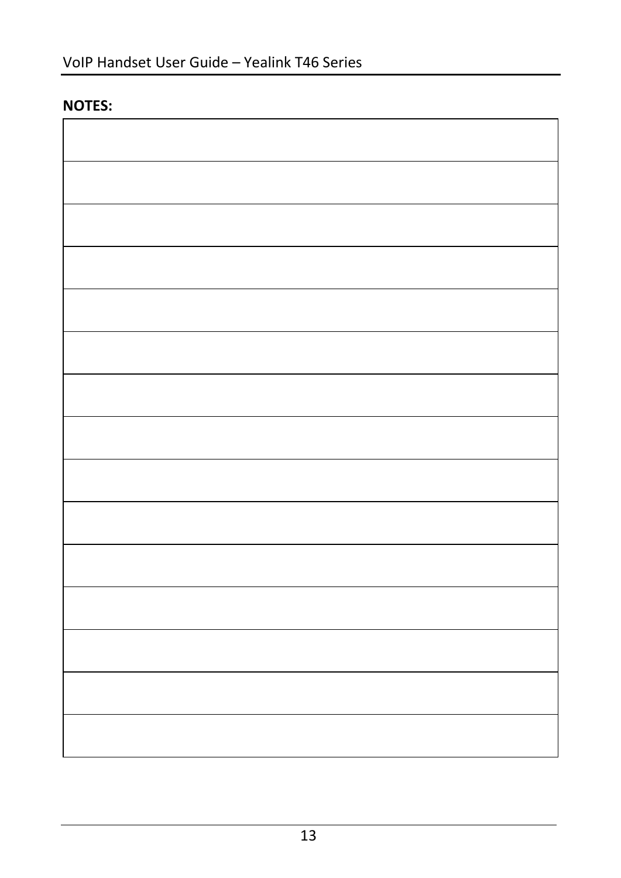**NOTES:**

| |
|---|
| |
| |
| |
| |
| |
| |
| |
| |
| |
| |
| |
| |
| |
| |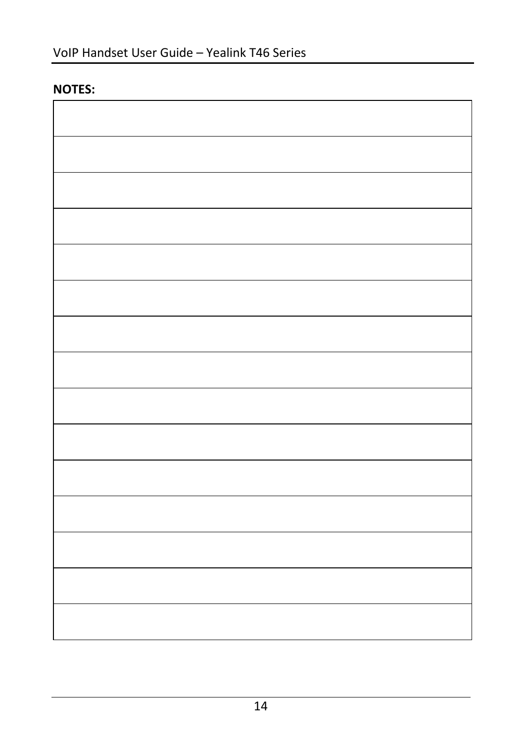**NOTES:**

| |
|---|
| |
| |
| |
| |
| |
| |
| |
| |
| |
| |
| |
| |
| |
| |